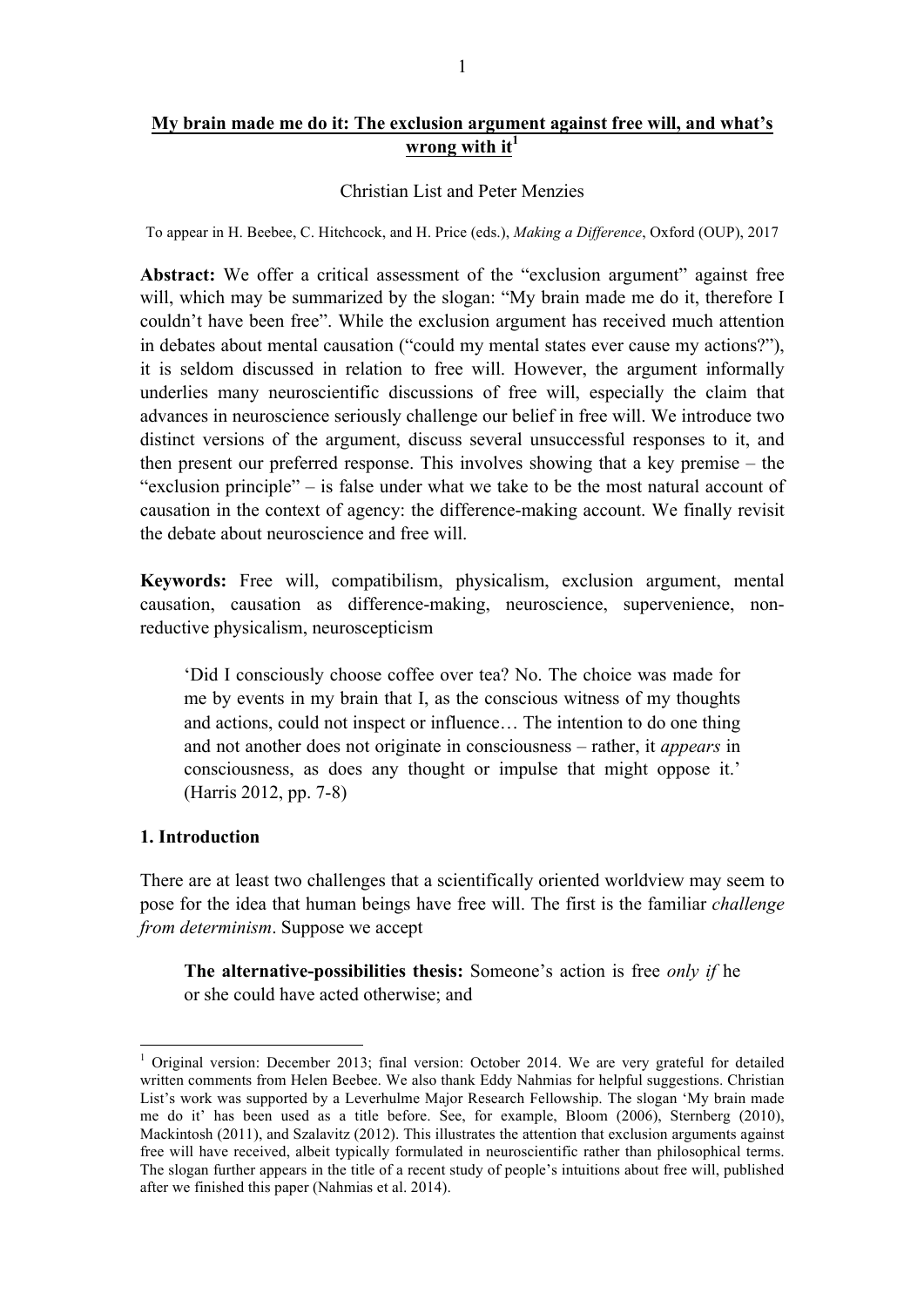# My brain made me do it: The exclusion argument against free will, and what's wrong with it[1]

Christian List and Peter Menzies

To appear in H. Beebee, C. Hitchcock, and H. Price (eds.), *Making a Difference*, Oxford (OUP), 2017

**Abstract:** We offer a critical assessment of the "exclusion argument" against free will, which may be summarized by the slogan: "My brain made me do it, therefore I couldn't have been free". While the exclusion argument has received much attention in debates about mental causation ("could my mental states ever cause my actions?"), it is seldom discussed in relation to free will. However, the argument informally underlies many neuroscientific discussions of free will, especially the claim that advances in neuroscience seriously challenge our belief in free will. We introduce two distinct versions of the argument, discuss several unsuccessful responses to it, and then present our preferred response. This involves showing that a key premise – the "exclusion principle" – is false under what we take to be the most natural account of causation in the context of agency: the difference-making account. We finally revisit the debate about neuroscience and free will.

**Keywords:** Free will, compatibilism, physicalism, exclusion argument, mental causation, causation as difference-making, neuroscience, supervenience, non-reductive physicalism, neuroscepticism

> 'Did I consciously choose coffee over tea? No. The choice was made for me by events in my brain that I, as the conscious witness of my thoughts and actions, could not inspect or influence… The intention to do one thing and not another does not originate in consciousness – rather, it *appears* in consciousness, as does any thought or impulse that might oppose it.' (Harris 2012, pp. 7-8)

## 1. Introduction

There are at least two challenges that a scientifically oriented worldview may seem to pose for the idea that human beings have free will. The first is the familiar *challenge from determinism*. Suppose we accept

> **The alternative-possibilities thesis:** Someone's action is free *only if* he or she could have acted otherwise; and

[1] Original version: December 2013; final version: October 2014. We are very grateful for detailed written comments from Helen Beebee. We also thank Eddy Nahmias for helpful suggestions. Christian List's work was supported by a Leverhulme Major Research Fellowship. The slogan 'My brain made me do it' has been used as a title before. See, for example, Bloom (2006), Sternberg (2010), Mackintosh (2011), and Szalavitz (2012). This illustrates the attention that exclusion arguments against free will have received, albeit typically formulated in neuroscientific rather than philosophical terms. The slogan further appears in the title of a recent study of people's intuitions about free will, published after we finished this paper (Nahmias et al. 2014).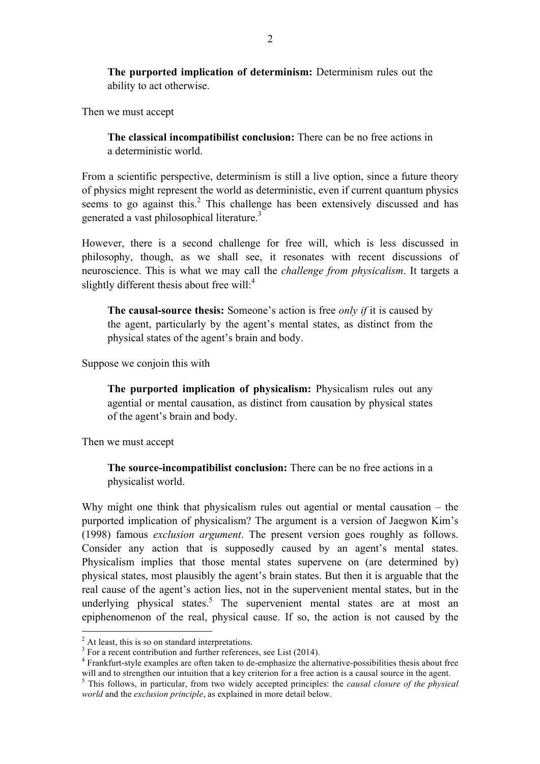> **The purported implication of determinism:** Determinism rules out the ability to act otherwise.

Then we must accept

> **The classical incompatibilist conclusion:** There can be no free actions in a deterministic world.

From a scientific perspective, determinism is still a live option, since a future theory of physics might represent the world as deterministic, even if current quantum physics seems to go against this.[2] This challenge has been extensively discussed and has generated a vast philosophical literature.[3]

However, there is a second challenge for free will, which is less discussed in philosophy, though, as we shall see, it resonates with recent discussions of neuroscience. This is what we may call the *challenge from physicalism*. It targets a slightly different thesis about free will:[4]

> **The causal-source thesis:** Someone's action is free *only if* it is caused by the agent, particularly by the agent's mental states, as distinct from the physical states of the agent's brain and body.

Suppose we conjoin this with

> **The purported implication of physicalism:** Physicalism rules out any agential or mental causation, as distinct from causation by physical states of the agent's brain and body.

Then we must accept

> **The source-incompatibilist conclusion:** There can be no free actions in a physicalist world.

Why might one think that physicalism rules out agential or mental causation – the purported implication of physicalism? The argument is a version of Jaegwon Kim's (1998) famous *exclusion argument*. The present version goes roughly as follows. Consider any action that is supposedly caused by an agent's mental states. Physicalism implies that those mental states supervene on (are determined by) physical states, most plausibly the agent's brain states. But then it is arguable that the real cause of the agent's action lies, not in the supervenient mental states, but in the underlying physical states.[5] The supervenient mental states are at most an epiphenomenon of the real, physical cause. If so, the action is not caused by the

---

[2] At least, this is so on standard interpretations.

[3] For a recent contribution and further references, see List (2014).

[4] Frankfurt-style examples are often taken to de-emphasize the alternative-possibilities thesis about free will and to strengthen our intuition that a key criterion for a free action is a causal source in the agent.

[5] This follows, in particular, from two widely accepted principles: the *causal closure of the physical world* and the *exclusion principle*, as explained in more detail below.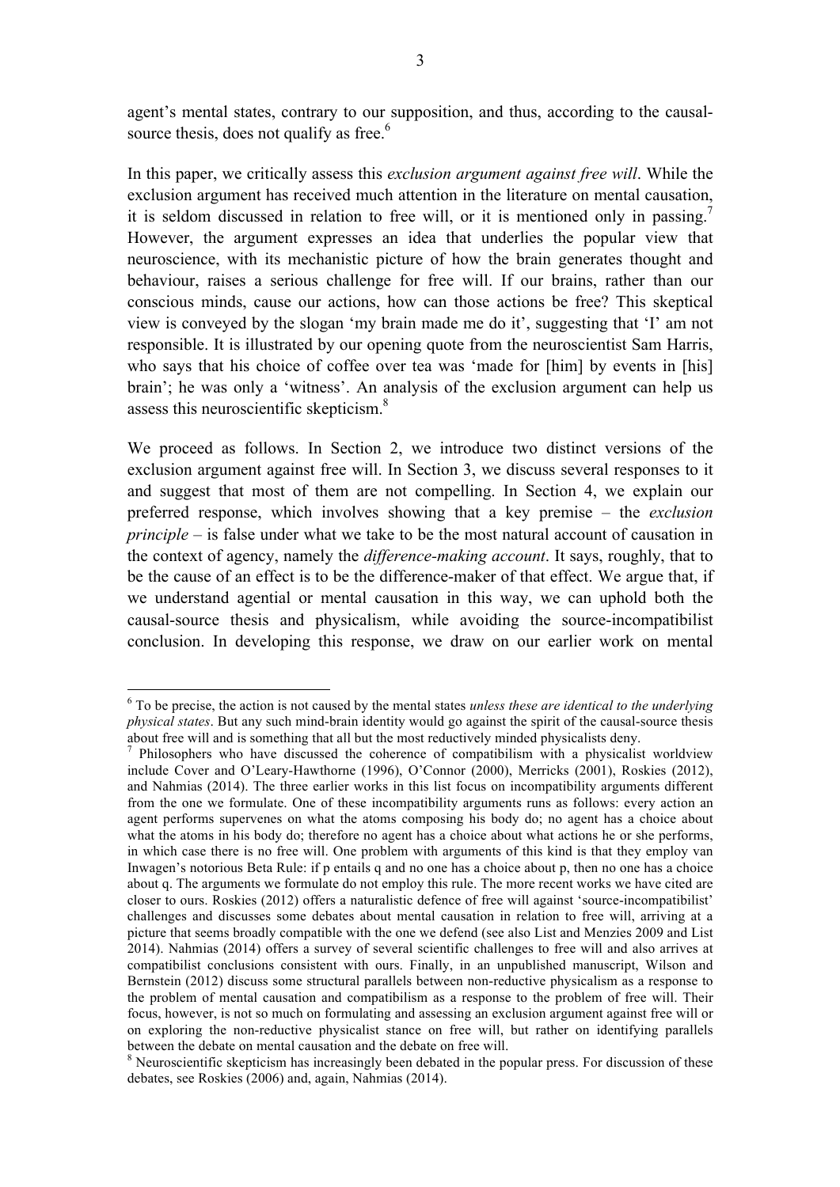agent's mental states, contrary to our supposition, and thus, according to the causal-source thesis, does not qualify as free.[6]

In this paper, we critically assess this *exclusion argument against free will*. While the exclusion argument has received much attention in the literature on mental causation, it is seldom discussed in relation to free will, or it is mentioned only in passing.[7] However, the argument expresses an idea that underlies the popular view that neuroscience, with its mechanistic picture of how the brain generates thought and behaviour, raises a serious challenge for free will. If our brains, rather than our conscious minds, cause our actions, how can those actions be free? This skeptical view is conveyed by the slogan 'my brain made me do it', suggesting that 'I' am not responsible. It is illustrated by our opening quote from the neuroscientist Sam Harris, who says that his choice of coffee over tea was 'made for [him] by events in [his] brain'; he was only a 'witness'. An analysis of the exclusion argument can help us assess this neuroscientific skepticism.[8]

We proceed as follows. In Section 2, we introduce two distinct versions of the exclusion argument against free will. In Section 3, we discuss several responses to it and suggest that most of them are not compelling. In Section 4, we explain our preferred response, which involves showing that a key premise – the *exclusion principle* – is false under what we take to be the most natural account of causation in the context of agency, namely the *difference-making account*. It says, roughly, that to be the cause of an effect is to be the difference-maker of that effect. We argue that, if we understand agential or mental causation in this way, we can uphold both the causal-source thesis and physicalism, while avoiding the source-incompatibilist conclusion. In developing this response, we draw on our earlier work on mental

---

[6] To be precise, the action is not caused by the mental states *unless these are identical to the underlying physical states*. But any such mind-brain identity would go against the spirit of the causal-source thesis about free will and is something that all but the most reductively minded physicalists deny.

[7] Philosophers who have discussed the coherence of compatibilism with a physicalist worldview include Cover and O'Leary-Hawthorne (1996), O'Connor (2000), Merricks (2001), Roskies (2012), and Nahmias (2014). The three earlier works in this list focus on incompatibility arguments different from the one we formulate. One of these incompatibility arguments runs as follows: every action an agent performs supervenes on what the atoms composing his body do; no agent has a choice about what the atoms in his body do; therefore no agent has a choice about what actions he or she performs, in which case there is no free will. One problem with arguments of this kind is that they employ van Inwagen's notorious Beta Rule: if p entails q and no one has a choice about p, then no one has a choice about q. The arguments we formulate do not employ this rule. The more recent works we have cited are closer to ours. Roskies (2012) offers a naturalistic defence of free will against 'source-incompatibilist' challenges and discusses some debates about mental causation in relation to free will, arriving at a picture that seems broadly compatible with the one we defend (see also List and Menzies 2009 and List 2014). Nahmias (2014) offers a survey of several scientific challenges to free will and also arrives at compatibilist conclusions consistent with ours. Finally, in an unpublished manuscript, Wilson and Bernstein (2012) discuss some structural parallels between non-reductive physicalism as a response to the problem of mental causation and compatibilism as a response to the problem of free will. Their focus, however, is not so much on formulating and assessing an exclusion argument against free will or on exploring the non-reductive physicalist stance on free will, but rather on identifying parallels between the debate on mental causation and the debate on free will.

[8] Neuroscientific skepticism has increasingly been debated in the popular press. For discussion of these debates, see Roskies (2006) and, again, Nahmias (2014).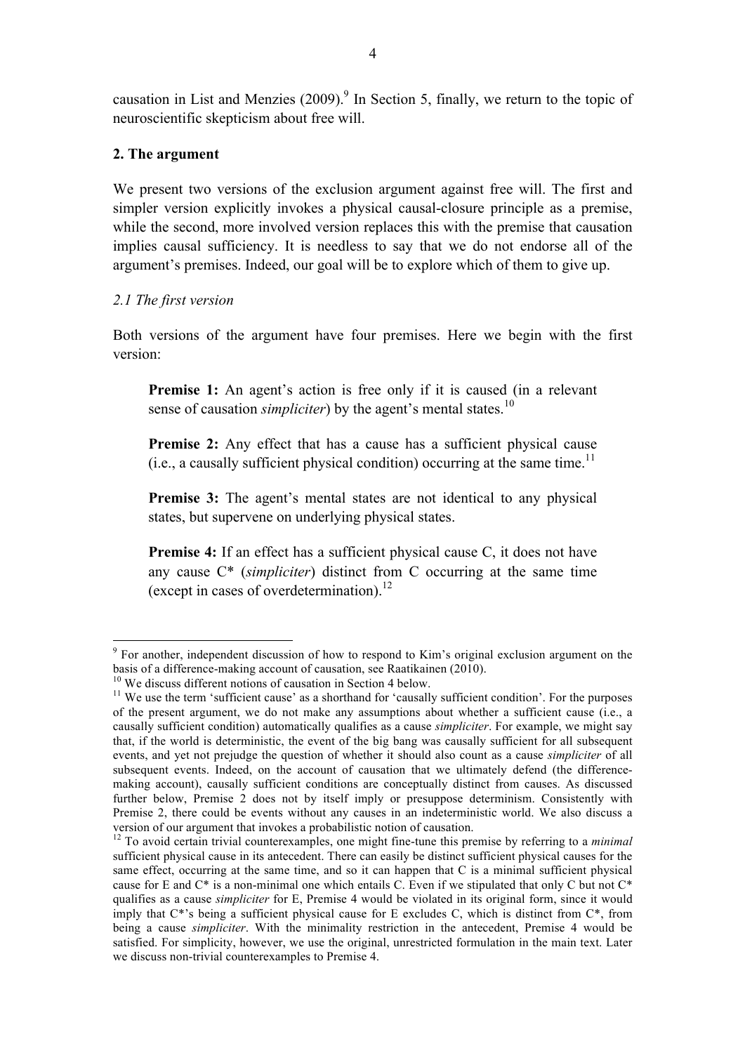causation in List and Menzies (2009).[9] In Section 5, finally, we return to the topic of neuroscientific skepticism about free will.

## 2. The argument

We present two versions of the exclusion argument against free will. The first and simpler version explicitly invokes a physical causal-closure principle as a premise, while the second, more involved version replaces this with the premise that causation implies causal sufficiency. It is needless to say that we do not endorse all of the argument's premises. Indeed, our goal will be to explore which of them to give up.

### *2.1 The first version*

Both versions of the argument have four premises. Here we begin with the first version:

> **Premise 1:** An agent's action is free only if it is caused (in a relevant sense of causation *simpliciter*) by the agent's mental states.[10]
>
> **Premise 2:** Any effect that has a cause has a sufficient physical cause (i.e., a causally sufficient physical condition) occurring at the same time.[11]
>
> **Premise 3:** The agent's mental states are not identical to any physical states, but supervene on underlying physical states.
>
> **Premise 4:** If an effect has a sufficient physical cause C, it does not have any cause C* (*simpliciter*) distinct from C occurring at the same time (except in cases of overdetermination).[12]

---

[9] For another, independent discussion of how to respond to Kim's original exclusion argument on the basis of a difference-making account of causation, see Raatikainen (2010).

[10] We discuss different notions of causation in Section 4 below.

[11] We use the term 'sufficient cause' as a shorthand for 'causally sufficient condition'. For the purposes of the present argument, we do not make any assumptions about whether a sufficient cause (i.e., a causally sufficient condition) automatically qualifies as a cause *simpliciter*. For example, we might say that, if the world is deterministic, the event of the big bang was causally sufficient for all subsequent events, and yet not prejudge the question of whether it should also count as a cause *simpliciter* of all subsequent events. Indeed, on the account of causation that we ultimately defend (the difference-making account), causally sufficient conditions are conceptually distinct from causes. As discussed further below, Premise 2 does not by itself imply or presuppose determinism. Consistently with Premise 2, there could be events without any causes in an indeterministic world. We also discuss a version of our argument that invokes a probabilistic notion of causation.

[12] To avoid certain trivial counterexamples, one might fine-tune this premise by referring to a *minimal* sufficient physical cause in its antecedent. There can easily be distinct sufficient physical causes for the same effect, occurring at the same time, and so it can happen that C is a minimal sufficient physical cause for E and C* is a non-minimal one which entails C. Even if we stipulated that only C but not C* qualifies as a cause *simpliciter* for E, Premise 4 would be violated in its original form, since it would imply that C*'s being a sufficient physical cause for E excludes C, which is distinct from C*, from being a cause *simpliciter*. With the minimality restriction in the antecedent, Premise 4 would be satisfied. For simplicity, however, we use the original, unrestricted formulation in the main text. Later we discuss non-trivial counterexamples to Premise 4.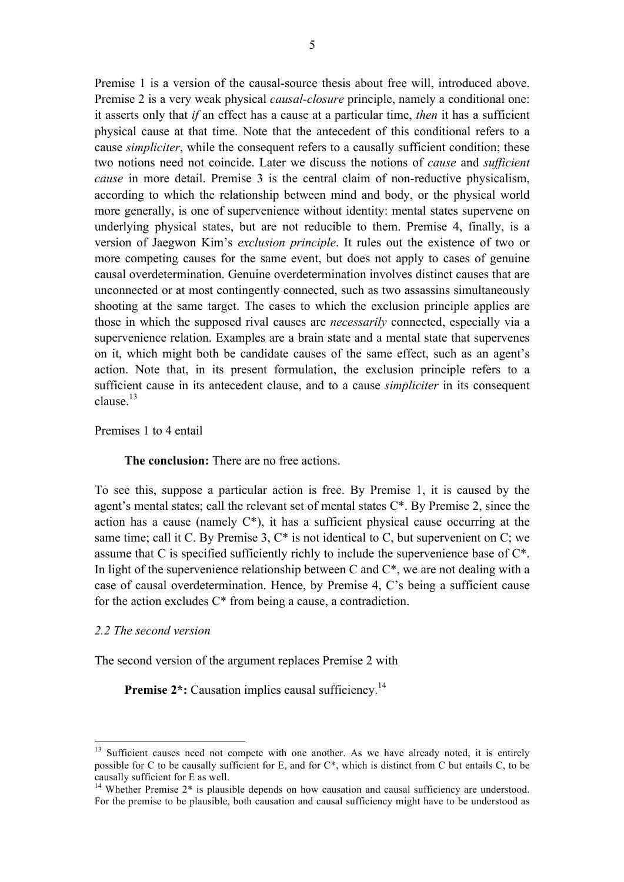Premise 1 is a version of the causal-source thesis about free will, introduced above. Premise 2 is a very weak physical *causal-closure* principle, namely a conditional one: it asserts only that *if* an effect has a cause at a particular time, *then* it has a sufficient physical cause at that time. Note that the antecedent of this conditional refers to a cause *simpliciter*, while the consequent refers to a causally sufficient condition; these two notions need not coincide. Later we discuss the notions of *cause* and *sufficient cause* in more detail. Premise 3 is the central claim of non-reductive physicalism, according to which the relationship between mind and body, or the physical world more generally, is one of supervenience without identity: mental states supervene on underlying physical states, but are not reducible to them. Premise 4, finally, is a version of Jaegwon Kim's *exclusion principle*. It rules out the existence of two or more competing causes for the same event, but does not apply to cases of genuine causal overdetermination. Genuine overdetermination involves distinct causes that are unconnected or at most contingently connected, such as two assassins simultaneously shooting at the same target. The cases to which the exclusion principle applies are those in which the supposed rival causes are *necessarily* connected, especially via a supervenience relation. Examples are a brain state and a mental state that supervenes on it, which might both be candidate causes of the same effect, such as an agent's action. Note that, in its present formulation, the exclusion principle refers to a sufficient cause in its antecedent clause, and to a cause *simpliciter* in its consequent clause.[13]

Premises 1 to 4 entail

> **The conclusion:** There are no free actions.

To see this, suppose a particular action is free. By Premise 1, it is caused by the agent's mental states; call the relevant set of mental states C*. By Premise 2, since the action has a cause (namely C*), it has a sufficient physical cause occurring at the same time; call it C. By Premise 3, C* is not identical to C, but supervenient on C; we assume that C is specified sufficiently richly to include the supervenience base of C*. In light of the supervenience relationship between C and C*, we are not dealing with a case of causal overdetermination. Hence, by Premise 4, C's being a sufficient cause for the action excludes C* from being a cause, a contradiction.

*2.2 The second version*

The second version of the argument replaces Premise 2 with

> **Premise 2*:** Causation implies causal sufficiency.[14]

---

[13] Sufficient causes need not compete with one another. As we have already noted, it is entirely possible for C to be causally sufficient for E, and for C*, which is distinct from C but entails C, to be causally sufficient for E as well.

[14] Whether Premise 2* is plausible depends on how causation and causal sufficiency are understood. For the premise to be plausible, both causation and causal sufficiency might have to be understood as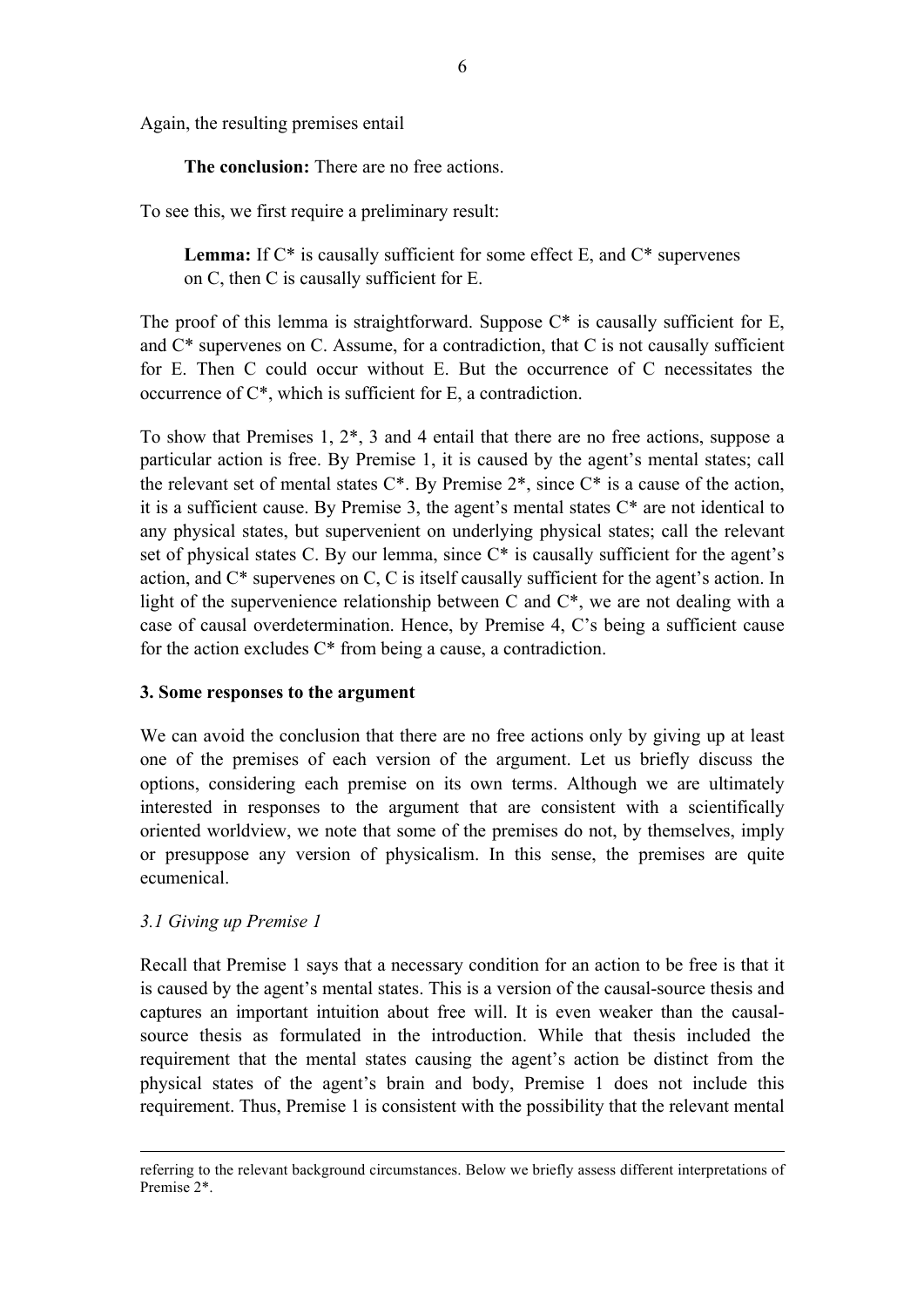Again, the resulting premises entail

> **The conclusion:** There are no free actions.

To see this, we first require a preliminary result:

> **Lemma:** If C* is causally sufficient for some effect E, and C* supervenes on C, then C is causally sufficient for E.

The proof of this lemma is straightforward. Suppose C* is causally sufficient for E, and C* supervenes on C. Assume, for a contradiction, that C is not causally sufficient for E. Then C could occur without E. But the occurrence of C necessitates the occurrence of C*, which is sufficient for E, a contradiction.

To show that Premises 1, 2*, 3 and 4 entail that there are no free actions, suppose a particular action is free. By Premise 1, it is caused by the agent's mental states; call the relevant set of mental states C*. By Premise 2*, since C* is a cause of the action, it is a sufficient cause. By Premise 3, the agent's mental states C* are not identical to any physical states, but supervenient on underlying physical states; call the relevant set of physical states C. By our lemma, since C* is causally sufficient for the agent's action, and C* supervenes on C, C is itself causally sufficient for the agent's action. In light of the supervenience relationship between C and C*, we are not dealing with a case of causal overdetermination. Hence, by Premise 4, C's being a sufficient cause for the action excludes C* from being a cause, a contradiction.

## 3. Some responses to the argument

We can avoid the conclusion that there are no free actions only by giving up at least one of the premises of each version of the argument. Let us briefly discuss the options, considering each premise on its own terms. Although we are ultimately interested in responses to the argument that are consistent with a scientifically oriented worldview, we note that some of the premises do not, by themselves, imply or presuppose any version of physicalism. In this sense, the premises are quite ecumenical.

### *3.1 Giving up Premise 1*

Recall that Premise 1 says that a necessary condition for an action to be free is that it is caused by the agent's mental states. This is a version of the causal-source thesis and captures an important intuition about free will. It is even weaker than the causal-source thesis as formulated in the introduction. While that thesis included the requirement that the mental states causing the agent's action be distinct from the physical states of the agent's brain and body, Premise 1 does not include this requirement. Thus, Premise 1 is consistent with the possibility that the relevant mental

---

referring to the relevant background circumstances. Below we briefly assess different interpretations of Premise 2*.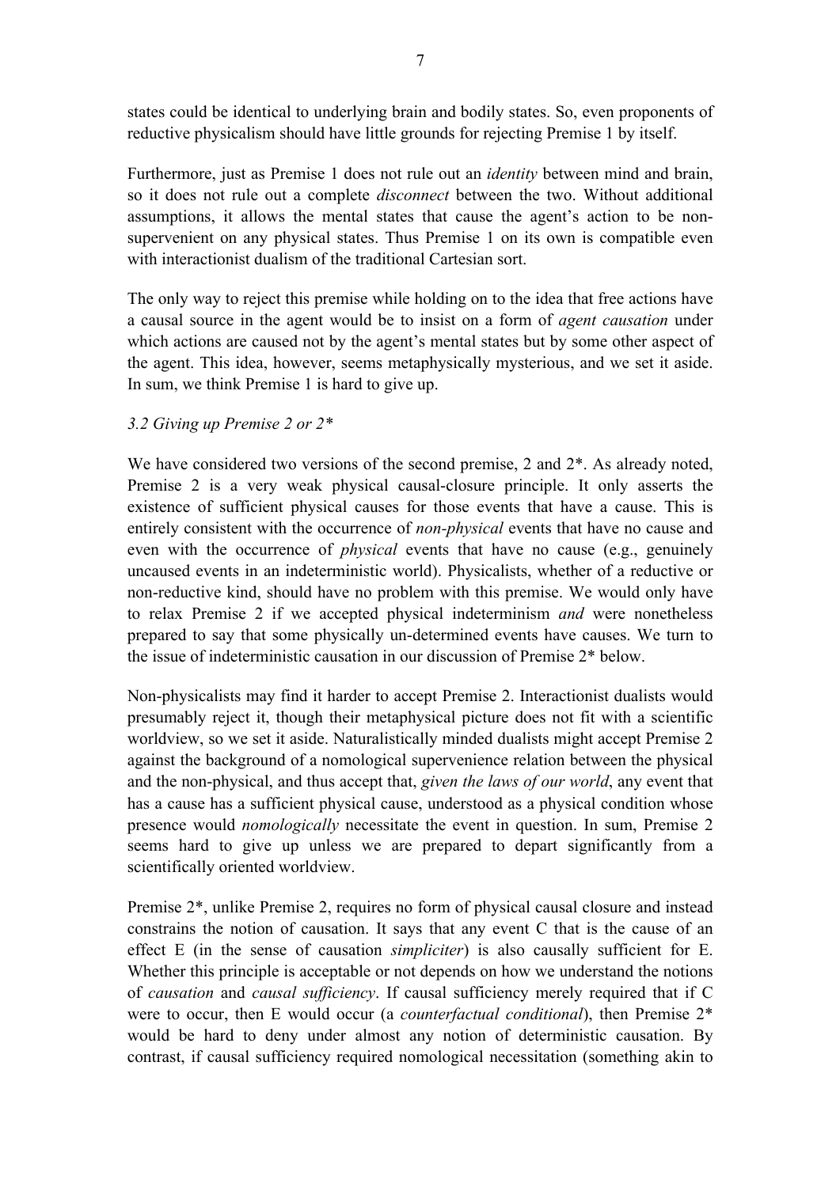states could be identical to underlying brain and bodily states. So, even proponents of reductive physicalism should have little grounds for rejecting Premise 1 by itself.

Furthermore, just as Premise 1 does not rule out an *identity* between mind and brain, so it does not rule out a complete *disconnect* between the two. Without additional assumptions, it allows the mental states that cause the agent's action to be non-supervenient on any physical states. Thus Premise 1 on its own is compatible even with interactionist dualism of the traditional Cartesian sort.

The only way to reject this premise while holding on to the idea that free actions have a causal source in the agent would be to insist on a form of *agent causation* under which actions are caused not by the agent's mental states but by some other aspect of the agent. This idea, however, seems metaphysically mysterious, and we set it aside. In sum, we think Premise 1 is hard to give up.

### *3.2 Giving up Premise 2 or 2\**

We have considered two versions of the second premise, 2 and 2*. As already noted, Premise 2 is a very weak physical causal-closure principle. It only asserts the existence of sufficient physical causes for those events that have a cause. This is entirely consistent with the occurrence of *non-physical* events that have no cause and even with the occurrence of *physical* events that have no cause (e.g., genuinely uncaused events in an indeterministic world). Physicalists, whether of a reductive or non-reductive kind, should have no problem with this premise. We would only have to relax Premise 2 if we accepted physical indeterminism *and* were nonetheless prepared to say that some physically un-determined events have causes. We turn to the issue of indeterministic causation in our discussion of Premise 2* below.

Non-physicalists may find it harder to accept Premise 2. Interactionist dualists would presumably reject it, though their metaphysical picture does not fit with a scientific worldview, so we set it aside. Naturalistically minded dualists might accept Premise 2 against the background of a nomological supervenience relation between the physical and the non-physical, and thus accept that, *given the laws of our world*, any event that has a cause has a sufficient physical cause, understood as a physical condition whose presence would *nomologically* necessitate the event in question. In sum, Premise 2 seems hard to give up unless we are prepared to depart significantly from a scientifically oriented worldview.

Premise 2*, unlike Premise 2, requires no form of physical causal closure and instead constrains the notion of causation. It says that any event C that is the cause of an effect E (in the sense of causation *simpliciter*) is also causally sufficient for E. Whether this principle is acceptable or not depends on how we understand the notions of *causation* and *causal sufficiency*. If causal sufficiency merely required that if C were to occur, then E would occur (a *counterfactual conditional*), then Premise 2* would be hard to deny under almost any notion of deterministic causation. By contrast, if causal sufficiency required nomological necessitation (something akin to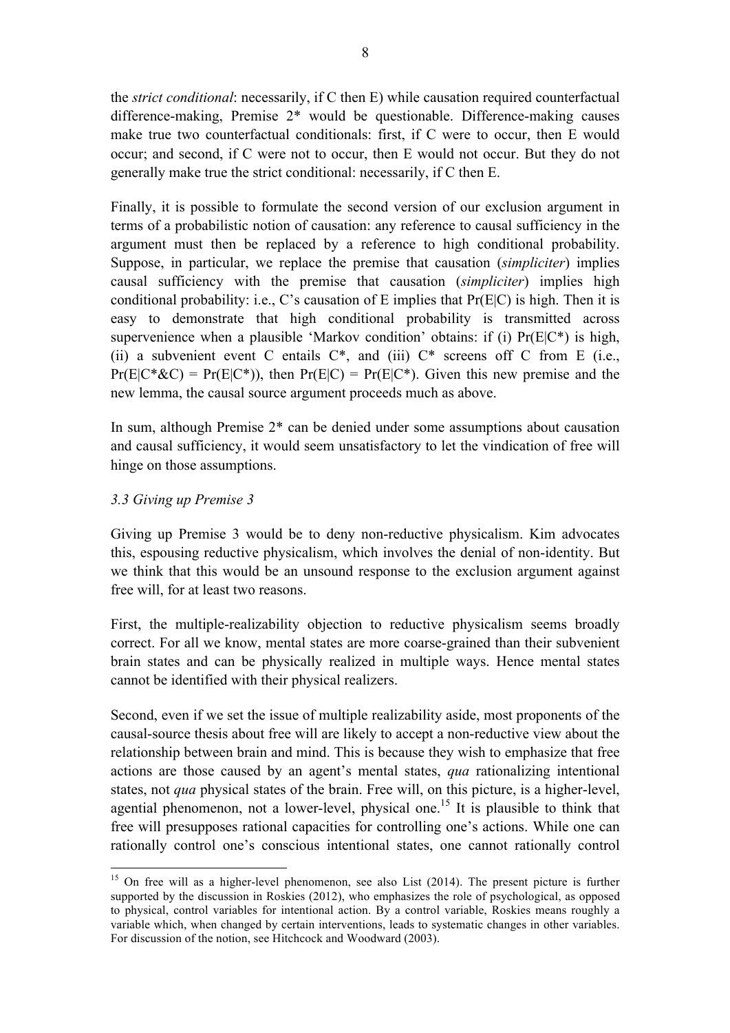the *strict conditional*: necessarily, if C then E) while causation required counterfactual difference-making, Premise 2* would be questionable. Difference-making causes make true two counterfactual conditionals: first, if C were to occur, then E would occur; and second, if C were not to occur, then E would not occur. But they do not generally make true the strict conditional: necessarily, if C then E.

Finally, it is possible to formulate the second version of our exclusion argument in terms of a probabilistic notion of causation: any reference to causal sufficiency in the argument must then be replaced by a reference to high conditional probability. Suppose, in particular, we replace the premise that causation (*simpliciter*) implies causal sufficiency with the premise that causation (*simpliciter*) implies high conditional probability: i.e., C's causation of E implies that $Pr(E|C)$ is high. Then it is easy to demonstrate that high conditional probability is transmitted across supervenience when a plausible 'Markov condition' obtains: if (i) $Pr(E|C^*)$ is high, (ii) a subvenient event C entails C*, and (iii) C* screens off C from E (i.e., $Pr(E|C^*\&C) = Pr(E|C^*)$), then $Pr(E|C) = Pr(E|C^*)$. Given this new premise and the new lemma, the causal source argument proceeds much as above.

In sum, although Premise 2* can be denied under some assumptions about causation and causal sufficiency, it would seem unsatisfactory to let the vindication of free will hinge on those assumptions.

### *3.3 Giving up Premise 3*

Giving up Premise 3 would be to deny non-reductive physicalism. Kim advocates this, espousing reductive physicalism, which involves the denial of non-identity. But we think that this would be an unsound response to the exclusion argument against free will, for at least two reasons.

First, the multiple-realizability objection to reductive physicalism seems broadly correct. For all we know, mental states are more coarse-grained than their subvenient brain states and can be physically realized in multiple ways. Hence mental states cannot be identified with their physical realizers.

Second, even if we set the issue of multiple realizability aside, most proponents of the causal-source thesis about free will are likely to accept a non-reductive view about the relationship between brain and mind. This is because they wish to emphasize that free actions are those caused by an agent's mental states, *qua* rationalizing intentional states, not *qua* physical states of the brain. Free will, on this picture, is a higher-level, agential phenomenon, not a lower-level, physical one.[15] It is plausible to think that free will presupposes rational capacities for controlling one's actions. While one can rationally control one's conscious intentional states, one cannot rationally control

---

[15] On free will as a higher-level phenomenon, see also List (2014). The present picture is further supported by the discussion in Roskies (2012), who emphasizes the role of psychological, as opposed to physical, control variables for intentional action. By a control variable, Roskies means roughly a variable which, when changed by certain interventions, leads to systematic changes in other variables. For discussion of the notion, see Hitchcock and Woodward (2003).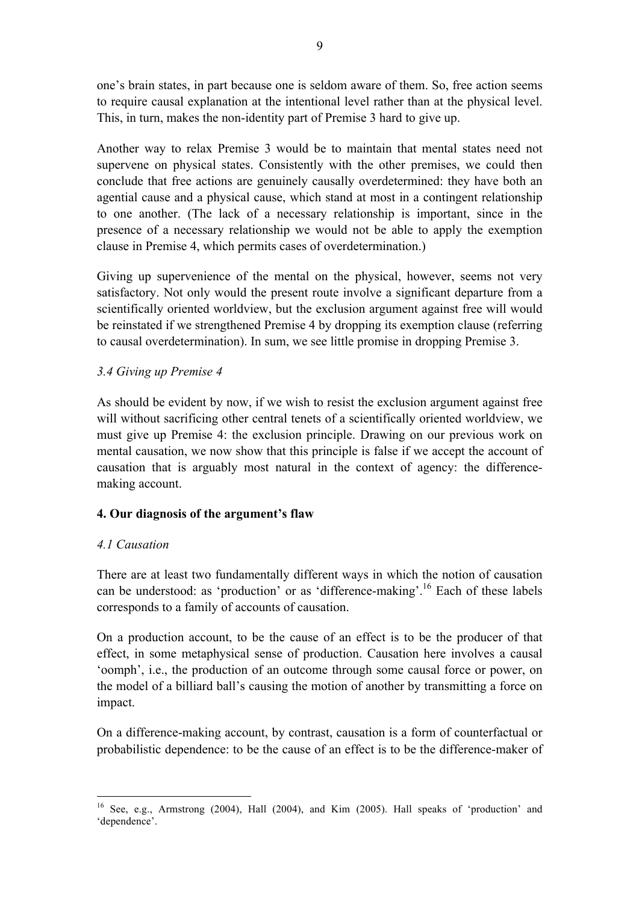one's brain states, in part because one is seldom aware of them. So, free action seems to require causal explanation at the intentional level rather than at the physical level. This, in turn, makes the non-identity part of Premise 3 hard to give up.

Another way to relax Premise 3 would be to maintain that mental states need not supervene on physical states. Consistently with the other premises, we could then conclude that free actions are genuinely causally overdetermined: they have both an agential cause and a physical cause, which stand at most in a contingent relationship to one another. (The lack of a necessary relationship is important, since in the presence of a necessary relationship we would not be able to apply the exemption clause in Premise 4, which permits cases of overdetermination.)

Giving up supervenience of the mental on the physical, however, seems not very satisfactory. Not only would the present route involve a significant departure from a scientifically oriented worldview, but the exclusion argument against free will would be reinstated if we strengthened Premise 4 by dropping its exemption clause (referring to causal overdetermination). In sum, we see little promise in dropping Premise 3.

### *3.4 Giving up Premise 4*

As should be evident by now, if we wish to resist the exclusion argument against free will without sacrificing other central tenets of a scientifically oriented worldview, we must give up Premise 4: the exclusion principle. Drawing on our previous work on mental causation, we now show that this principle is false if we accept the account of causation that is arguably most natural in the context of agency: the difference-making account.

## **4. Our diagnosis of the argument's flaw**

### *4.1 Causation*

There are at least two fundamentally different ways in which the notion of causation can be understood: as 'production' or as 'difference-making'.[16] Each of these labels corresponds to a family of accounts of causation.

On a production account, to be the cause of an effect is to be the producer of that effect, in some metaphysical sense of production. Causation here involves a causal 'oomph', i.e., the production of an outcome through some causal force or power, on the model of a billiard ball's causing the motion of another by transmitting a force on impact.

On a difference-making account, by contrast, causation is a form of counterfactual or probabilistic dependence: to be the cause of an effect is to be the difference-maker of

---

[16] See, e.g., Armstrong (2004), Hall (2004), and Kim (2005). Hall speaks of 'production' and 'dependence'.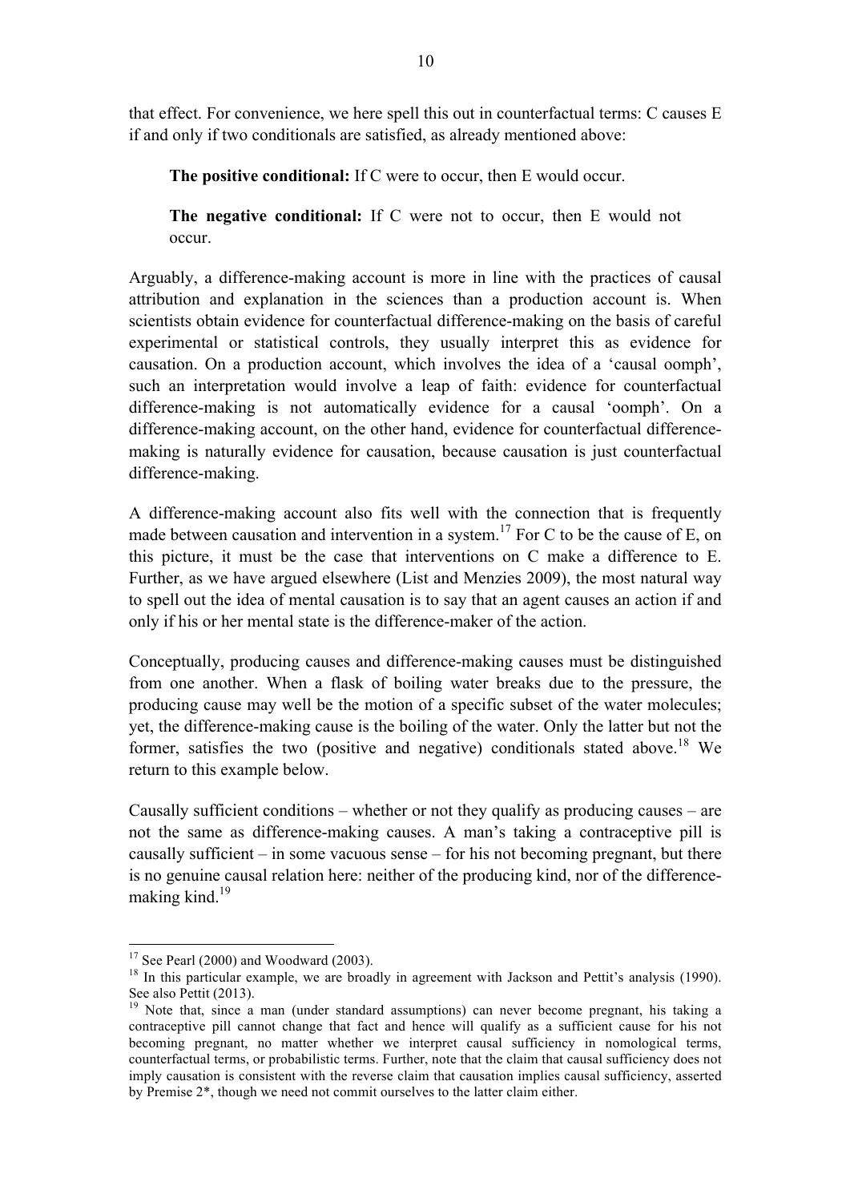that effect. For convenience, we here spell this out in counterfactual terms: C causes E if and only if two conditionals are satisfied, as already mentioned above:

> **The positive conditional:** If C were to occur, then E would occur.
>
> **The negative conditional:** If C were not to occur, then E would not occur.

Arguably, a difference-making account is more in line with the practices of causal attribution and explanation in the sciences than a production account is. When scientists obtain evidence for counterfactual difference-making on the basis of careful experimental or statistical controls, they usually interpret this as evidence for causation. On a production account, which involves the idea of a 'causal oomph', such an interpretation would involve a leap of faith: evidence for counterfactual difference-making is not automatically evidence for a causal 'oomph'. On a difference-making account, on the other hand, evidence for counterfactual difference-making is naturally evidence for causation, because causation is just counterfactual difference-making.

A difference-making account also fits well with the connection that is frequently made between causation and intervention in a system.[17] For C to be the cause of E, on this picture, it must be the case that interventions on C make a difference to E. Further, as we have argued elsewhere (List and Menzies 2009), the most natural way to spell out the idea of mental causation is to say that an agent causes an action if and only if his or her mental state is the difference-maker of the action.

Conceptually, producing causes and difference-making causes must be distinguished from one another. When a flask of boiling water breaks due to the pressure, the producing cause may well be the motion of a specific subset of the water molecules; yet, the difference-making cause is the boiling of the water. Only the latter but not the former, satisfies the two (positive and negative) conditionals stated above.[18] We return to this example below.

Causally sufficient conditions – whether or not they qualify as producing causes – are not the same as difference-making causes. A man's taking a contraceptive pill is causally sufficient – in some vacuous sense – for his not becoming pregnant, but there is no genuine causal relation here: neither of the producing kind, nor of the difference-making kind.[19]

---

[17] See Pearl (2000) and Woodward (2003).

[18] In this particular example, we are broadly in agreement with Jackson and Pettit's analysis (1990). See also Pettit (2013).

[19] Note that, since a man (under standard assumptions) can never become pregnant, his taking a contraceptive pill cannot change that fact and hence will qualify as a sufficient cause for his not becoming pregnant, no matter whether we interpret causal sufficiency in nomological terms, counterfactual terms, or probabilistic terms. Further, note that the claim that causal sufficiency does not imply causation is consistent with the reverse claim that causation implies causal sufficiency, asserted by Premise 2*, though we need not commit ourselves to the latter claim either.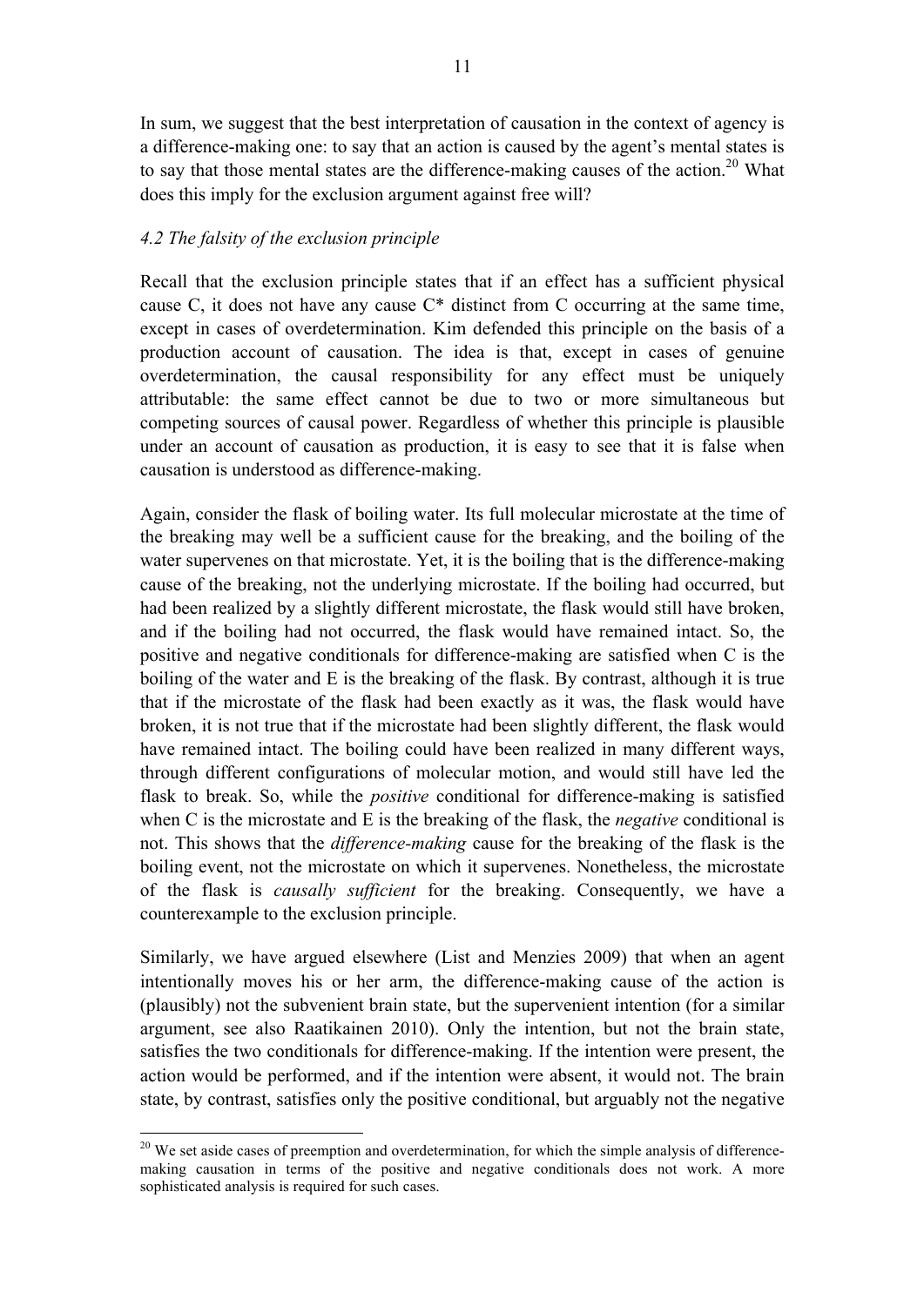In sum, we suggest that the best interpretation of causation in the context of agency is a difference-making one: to say that an action is caused by the agent's mental states is to say that those mental states are the difference-making causes of the action.[20] What does this imply for the exclusion argument against free will?

### *4.2 The falsity of the exclusion principle*

Recall that the exclusion principle states that if an effect has a sufficient physical cause C, it does not have any cause C* distinct from C occurring at the same time, except in cases of overdetermination. Kim defended this principle on the basis of a production account of causation. The idea is that, except in cases of genuine overdetermination, the causal responsibility for any effect must be uniquely attributable: the same effect cannot be due to two or more simultaneous but competing sources of causal power. Regardless of whether this principle is plausible under an account of causation as production, it is easy to see that it is false when causation is understood as difference-making.

Again, consider the flask of boiling water. Its full molecular microstate at the time of the breaking may well be a sufficient cause for the breaking, and the boiling of the water supervenes on that microstate. Yet, it is the boiling that is the difference-making cause of the breaking, not the underlying microstate. If the boiling had occurred, but had been realized by a slightly different microstate, the flask would still have broken, and if the boiling had not occurred, the flask would have remained intact. So, the positive and negative conditionals for difference-making are satisfied when C is the boiling of the water and E is the breaking of the flask. By contrast, although it is true that if the microstate of the flask had been exactly as it was, the flask would have broken, it is not true that if the microstate had been slightly different, the flask would have remained intact. The boiling could have been realized in many different ways, through different configurations of molecular motion, and would still have led the flask to break. So, while the *positive* conditional for difference-making is satisfied when C is the microstate and E is the breaking of the flask, the *negative* conditional is not. This shows that the *difference-making* cause for the breaking of the flask is the boiling event, not the microstate on which it supervenes. Nonetheless, the microstate of the flask is *causally sufficient* for the breaking. Consequently, we have a counterexample to the exclusion principle.

Similarly, we have argued elsewhere (List and Menzies 2009) that when an agent intentionally moves his or her arm, the difference-making cause of the action is (plausibly) not the subvenient brain state, but the supervenient intention (for a similar argument, see also Raatikainen 2010). Only the intention, but not the brain state, satisfies the two conditionals for difference-making. If the intention were present, the action would be performed, and if the intention were absent, it would not. The brain state, by contrast, satisfies only the positive conditional, but arguably not the negative

[20] We set aside cases of preemption and overdetermination, for which the simple analysis of difference-making causation in terms of the positive and negative conditionals does not work. A more sophisticated analysis is required for such cases.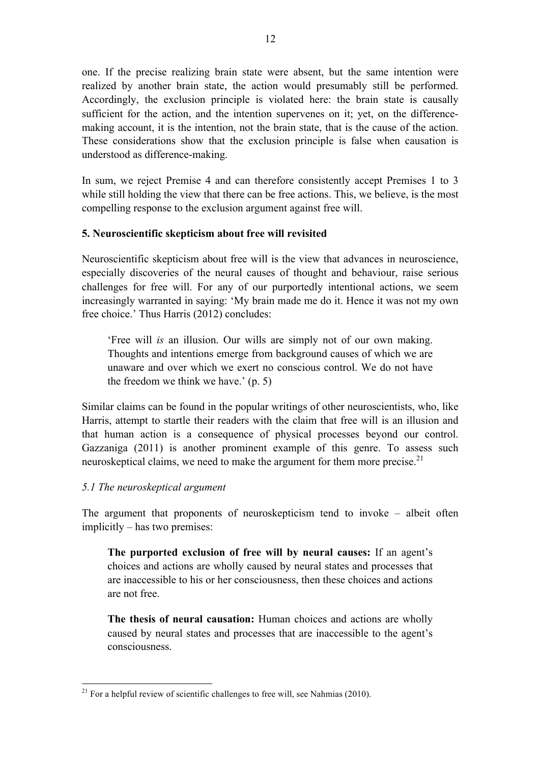one. If the precise realizing brain state were absent, but the same intention were realized by another brain state, the action would presumably still be performed. Accordingly, the exclusion principle is violated here: the brain state is causally sufficient for the action, and the intention supervenes on it; yet, on the difference-making account, it is the intention, not the brain state, that is the cause of the action. These considerations show that the exclusion principle is false when causation is understood as difference-making.

In sum, we reject Premise 4 and can therefore consistently accept Premises 1 to 3 while still holding the view that there can be free actions. This, we believe, is the most compelling response to the exclusion argument against free will.

## 5. Neuroscientific skepticism about free will revisited

Neuroscientific skepticism about free will is the view that advances in neuroscience, especially discoveries of the neural causes of thought and behaviour, raise serious challenges for free will. For any of our purportedly intentional actions, we seem increasingly warranted in saying: 'My brain made me do it. Hence it was not my own free choice.' Thus Harris (2012) concludes:

> 'Free will *is* an illusion. Our wills are simply not of our own making. Thoughts and intentions emerge from background causes of which we are unaware and over which we exert no conscious control. We do not have the freedom we think we have.' (p. 5)

Similar claims can be found in the popular writings of other neuroscientists, who, like Harris, attempt to startle their readers with the claim that free will is an illusion and that human action is a consequence of physical processes beyond our control. Gazzaniga (2011) is another prominent example of this genre. To assess such neuroskeptical claims, we need to make the argument for them more precise.[21]

### *5.1 The neuroskeptical argument*

The argument that proponents of neuroskepticism tend to invoke – albeit often implicitly – has two premises:

> **The purported exclusion of free will by neural causes:** If an agent's choices and actions are wholly caused by neural states and processes that are inaccessible to his or her consciousness, then these choices and actions are not free.

> **The thesis of neural causation:** Human choices and actions are wholly caused by neural states and processes that are inaccessible to the agent's consciousness.

[21] For a helpful review of scientific challenges to free will, see Nahmias (2010).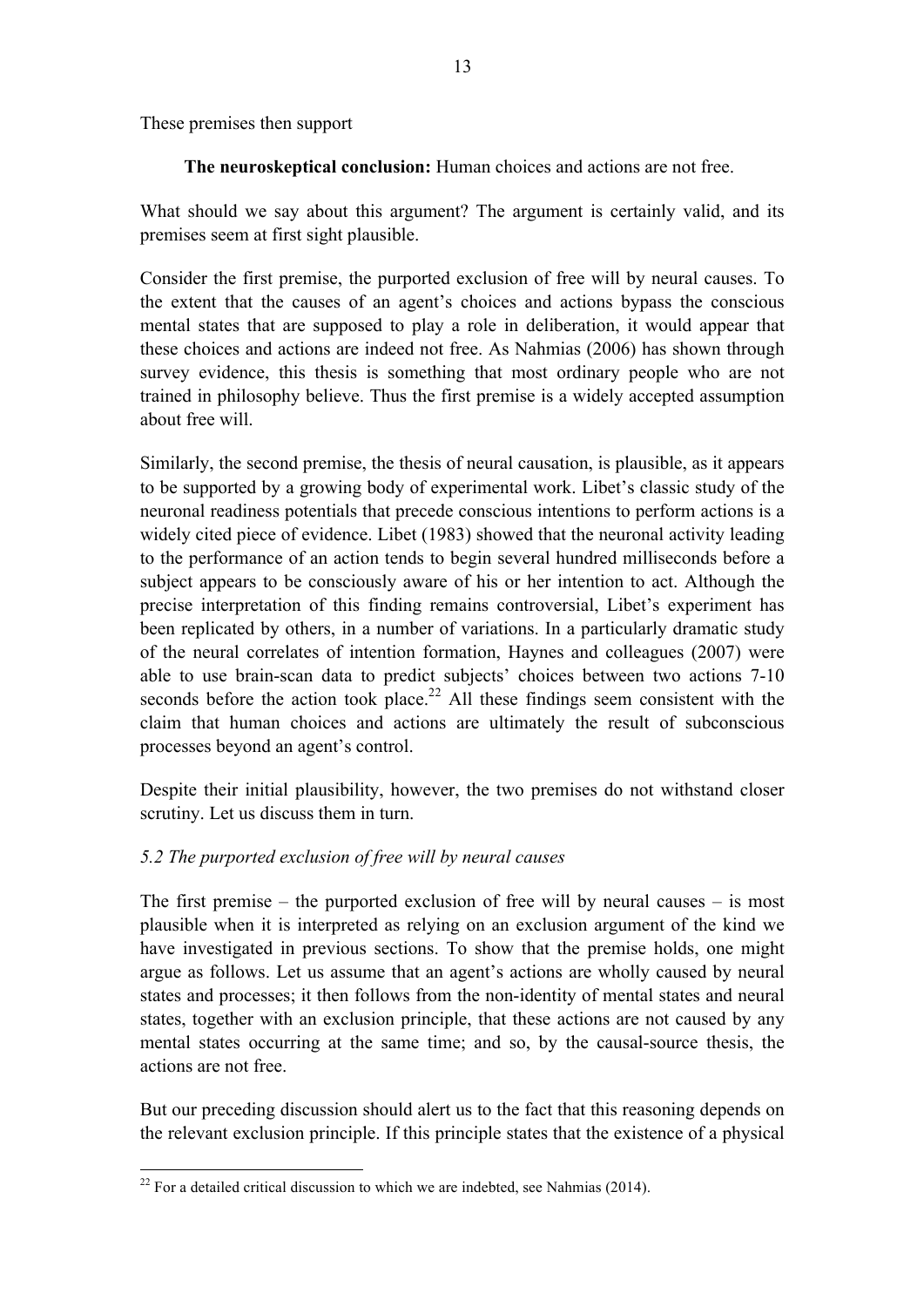These premises then support

**The neuroskeptical conclusion:** Human choices and actions are not free.

What should we say about this argument? The argument is certainly valid, and its premises seem at first sight plausible.

Consider the first premise, the purported exclusion of free will by neural causes. To the extent that the causes of an agent's choices and actions bypass the conscious mental states that are supposed to play a role in deliberation, it would appear that these choices and actions are indeed not free. As Nahmias (2006) has shown through survey evidence, this thesis is something that most ordinary people who are not trained in philosophy believe. Thus the first premise is a widely accepted assumption about free will.

Similarly, the second premise, the thesis of neural causation, is plausible, as it appears to be supported by a growing body of experimental work. Libet's classic study of the neuronal readiness potentials that precede conscious intentions to perform actions is a widely cited piece of evidence. Libet (1983) showed that the neuronal activity leading to the performance of an action tends to begin several hundred milliseconds before a subject appears to be consciously aware of his or her intention to act. Although the precise interpretation of this finding remains controversial, Libet's experiment has been replicated by others, in a number of variations. In a particularly dramatic study of the neural correlates of intention formation, Haynes and colleagues (2007) were able to use brain-scan data to predict subjects' choices between two actions 7-10 seconds before the action took place.[22] All these findings seem consistent with the claim that human choices and actions are ultimately the result of subconscious processes beyond an agent's control.

Despite their initial plausibility, however, the two premises do not withstand closer scrutiny. Let us discuss them in turn.

### *5.2 The purported exclusion of free will by neural causes*

The first premise – the purported exclusion of free will by neural causes – is most plausible when it is interpreted as relying on an exclusion argument of the kind we have investigated in previous sections. To show that the premise holds, one might argue as follows. Let us assume that an agent's actions are wholly caused by neural states and processes; it then follows from the non-identity of mental states and neural states, together with an exclusion principle, that these actions are not caused by any mental states occurring at the same time; and so, by the causal-source thesis, the actions are not free.

But our preceding discussion should alert us to the fact that this reasoning depends on the relevant exclusion principle. If this principle states that the existence of a physical

[22] For a detailed critical discussion to which we are indebted, see Nahmias (2014).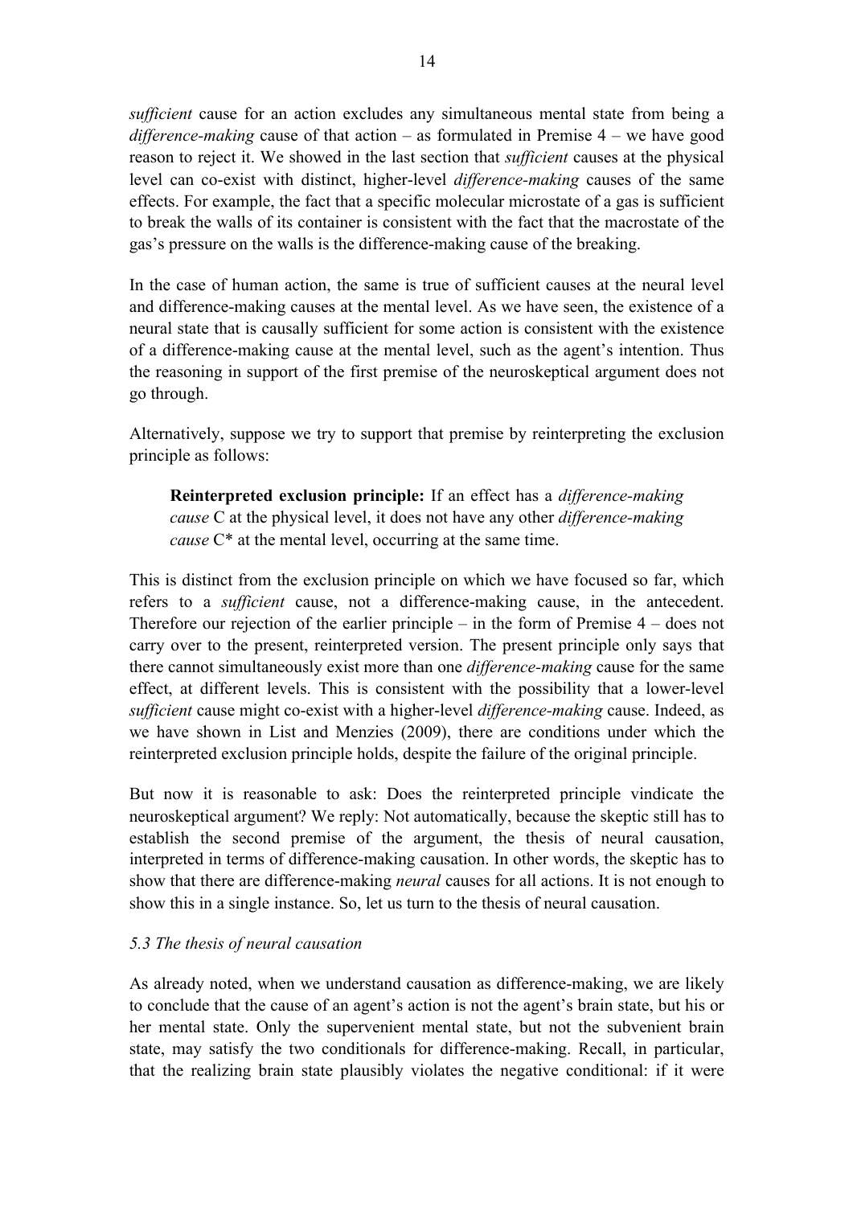*sufficient* cause for an action excludes any simultaneous mental state from being a *difference-making* cause of that action – as formulated in Premise 4 – we have good reason to reject it. We showed in the last section that *sufficient* causes at the physical level can co-exist with distinct, higher-level *difference-making* causes of the same effects. For example, the fact that a specific molecular microstate of a gas is sufficient to break the walls of its container is consistent with the fact that the macrostate of the gas's pressure on the walls is the difference-making cause of the breaking.

In the case of human action, the same is true of sufficient causes at the neural level and difference-making causes at the mental level. As we have seen, the existence of a neural state that is causally sufficient for some action is consistent with the existence of a difference-making cause at the mental level, such as the agent's intention. Thus the reasoning in support of the first premise of the neuroskeptical argument does not go through.

Alternatively, suppose we try to support that premise by reinterpreting the exclusion principle as follows:

> **Reinterpreted exclusion principle:** If an effect has a *difference-making cause* C at the physical level, it does not have any other *difference-making cause* C* at the mental level, occurring at the same time.

This is distinct from the exclusion principle on which we have focused so far, which refers to a *sufficient* cause, not a difference-making cause, in the antecedent. Therefore our rejection of the earlier principle – in the form of Premise 4 – does not carry over to the present, reinterpreted version. The present principle only says that there cannot simultaneously exist more than one *difference-making* cause for the same effect, at different levels. This is consistent with the possibility that a lower-level *sufficient* cause might co-exist with a higher-level *difference-making* cause. Indeed, as we have shown in List and Menzies (2009), there are conditions under which the reinterpreted exclusion principle holds, despite the failure of the original principle.

But now it is reasonable to ask: Does the reinterpreted principle vindicate the neuroskeptical argument? We reply: Not automatically, because the skeptic still has to establish the second premise of the argument, the thesis of neural causation, interpreted in terms of difference-making causation. In other words, the skeptic has to show that there are difference-making *neural* causes for all actions. It is not enough to show this in a single instance. So, let us turn to the thesis of neural causation.

### *5.3 The thesis of neural causation*

As already noted, when we understand causation as difference-making, we are likely to conclude that the cause of an agent's action is not the agent's brain state, but his or her mental state. Only the supervenient mental state, but not the subvenient brain state, may satisfy the two conditionals for difference-making. Recall, in particular, that the realizing brain state plausibly violates the negative conditional: if it were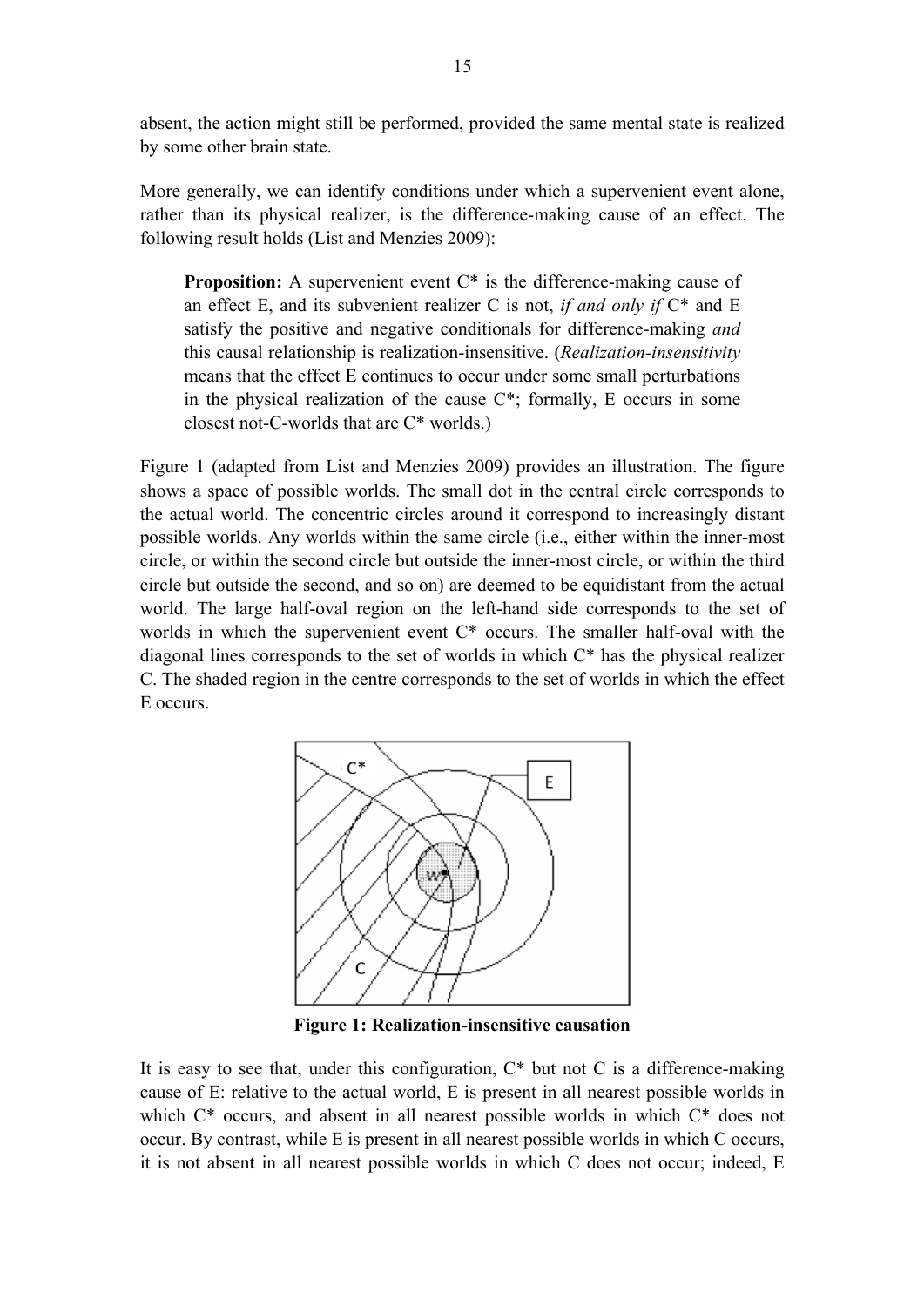absent, the action might still be performed, provided the same mental state is realized by some other brain state.

More generally, we can identify conditions under which a supervenient event alone, rather than its physical realizer, is the difference-making cause of an effect. The following result holds (List and Menzies 2009):

> **Proposition:** A supervenient event C* is the difference-making cause of an effect E, and its subvenient realizer C is not, *if and only if* C* and E satisfy the positive and negative conditionals for difference-making *and* this causal relationship is realization-insensitive. (*Realization-insensitivity* means that the effect E continues to occur under some small perturbations in the physical realization of the cause C*; formally, E occurs in some closest not-C-worlds that are C* worlds.)

Figure 1 (adapted from List and Menzies 2009) provides an illustration. The figure shows a space of possible worlds. The small dot in the central circle corresponds to the actual world. The concentric circles around it correspond to increasingly distant possible worlds. Any worlds within the same circle (i.e., either within the inner-most circle, or within the second circle but outside the inner-most circle, or within the third circle but outside the second, and so on) are deemed to be equidistant from the actual world. The large half-oval region on the left-hand side corresponds to the set of worlds in which the supervenient event C* occurs. The smaller half-oval with the diagonal lines corresponds to the set of worlds in which C* has the physical realizer C. The shaded region in the centre corresponds to the set of worlds in which the effect E occurs.

C*

E

w

C

**Figure 1: Realization-insensitive causation**

It is easy to see that, under this configuration, C* but not C is a difference-making cause of E: relative to the actual world, E is present in all nearest possible worlds in which C* occurs, and absent in all nearest possible worlds in which C* does not occur. By contrast, while E is present in all nearest possible worlds in which C occurs, it is not absent in all nearest possible worlds in which C does not occur; indeed, E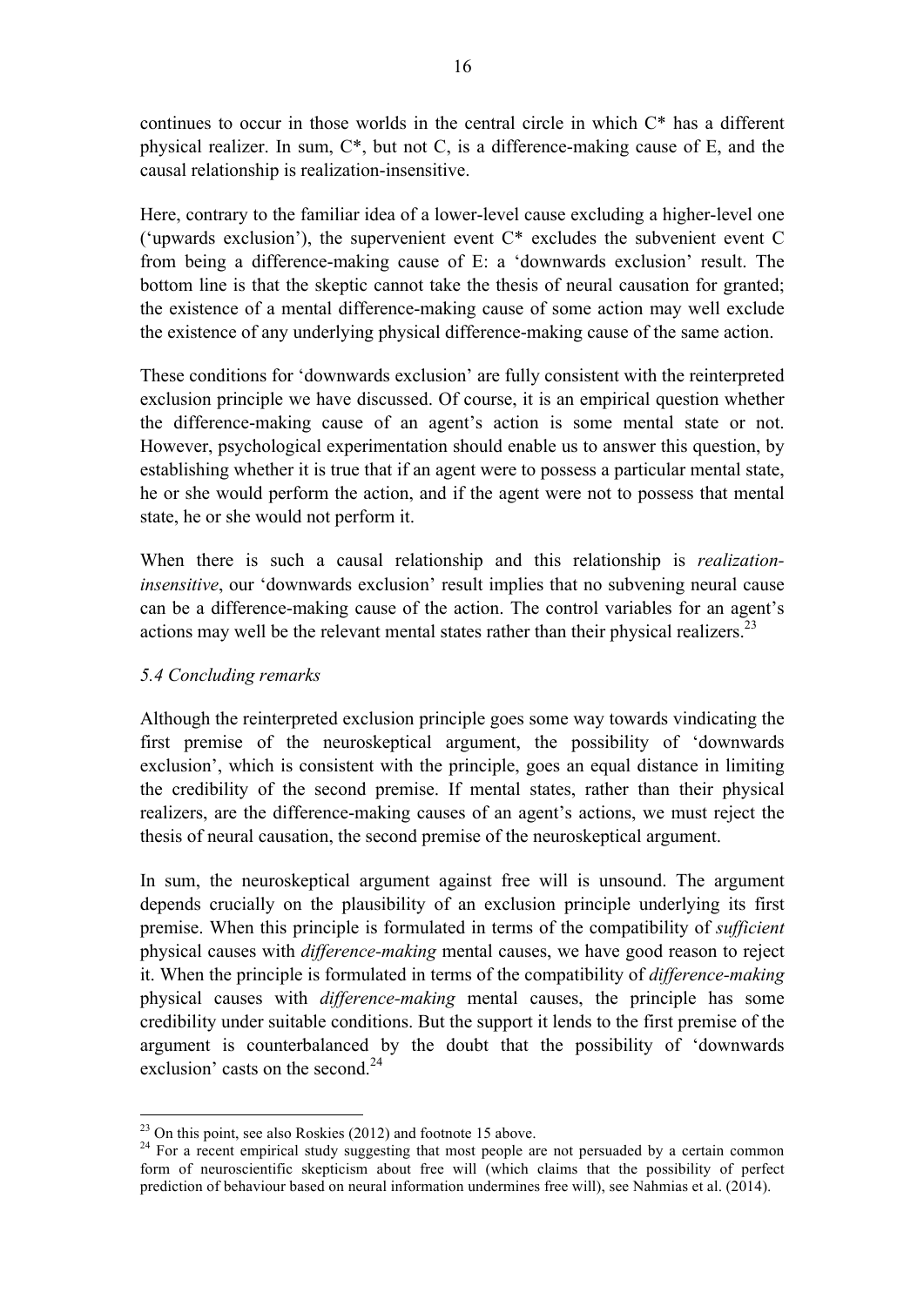continues to occur in those worlds in the central circle in which C* has a different physical realizer. In sum, C*, but not C, is a difference-making cause of E, and the causal relationship is realization-insensitive.

Here, contrary to the familiar idea of a lower-level cause excluding a higher-level one ('upwards exclusion'), the supervenient event C* excludes the subvenient event C from being a difference-making cause of E: a 'downwards exclusion' result. The bottom line is that the skeptic cannot take the thesis of neural causation for granted; the existence of a mental difference-making cause of some action may well exclude the existence of any underlying physical difference-making cause of the same action.

These conditions for 'downwards exclusion' are fully consistent with the reinterpreted exclusion principle we have discussed. Of course, it is an empirical question whether the difference-making cause of an agent's action is some mental state or not. However, psychological experimentation should enable us to answer this question, by establishing whether it is true that if an agent were to possess a particular mental state, he or she would perform the action, and if the agent were not to possess that mental state, he or she would not perform it.

When there is such a causal relationship and this relationship is *realization-insensitive*, our 'downwards exclusion' result implies that no subvening neural cause can be a difference-making cause of the action. The control variables for an agent's actions may well be the relevant mental states rather than their physical realizers.[23]

### *5.4 Concluding remarks*

Although the reinterpreted exclusion principle goes some way towards vindicating the first premise of the neuroskeptical argument, the possibility of 'downwards exclusion', which is consistent with the principle, goes an equal distance in limiting the credibility of the second premise. If mental states, rather than their physical realizers, are the difference-making causes of an agent's actions, we must reject the thesis of neural causation, the second premise of the neuroskeptical argument.

In sum, the neuroskeptical argument against free will is unsound. The argument depends crucially on the plausibility of an exclusion principle underlying its first premise. When this principle is formulated in terms of the compatibility of *sufficient* physical causes with *difference-making* mental causes, we have good reason to reject it. When the principle is formulated in terms of the compatibility of *difference-making* physical causes with *difference-making* mental causes, the principle has some credibility under suitable conditions. But the support it lends to the first premise of the argument is counterbalanced by the doubt that the possibility of 'downwards exclusion' casts on the second.[24]

---

[23] On this point, see also Roskies (2012) and footnote 15 above.

[24] For a recent empirical study suggesting that most people are not persuaded by a certain common form of neuroscientific skepticism about free will (which claims that the possibility of perfect prediction of behaviour based on neural information undermines free will), see Nahmias et al. (2014).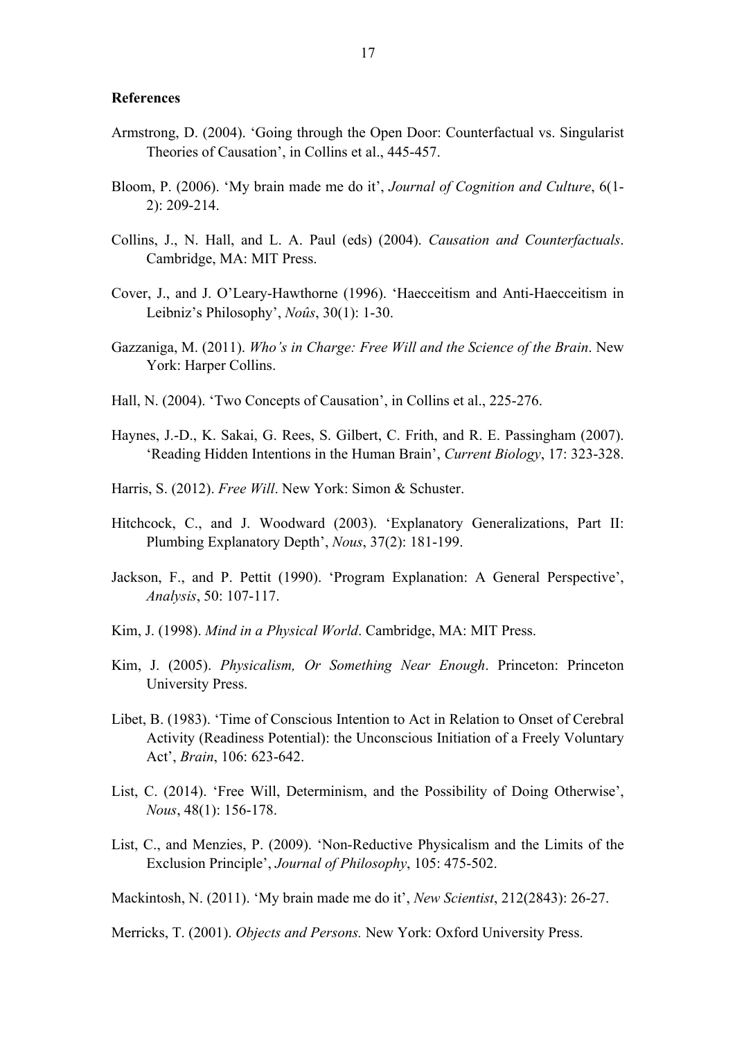**References**

Armstrong, D. (2004). 'Going through the Open Door: Counterfactual vs. Singularist Theories of Causation', in Collins et al., 445-457.

Bloom, P. (2006). 'My brain made me do it', *Journal of Cognition and Culture*, 6(1-2): 209-214.

Collins, J., N. Hall, and L. A. Paul (eds) (2004). *Causation and Counterfactuals*. Cambridge, MA: MIT Press.

Cover, J., and J. O'Leary-Hawthorne (1996). 'Haecceitism and Anti-Haecceitism in Leibniz's Philosophy', *Noûs*, 30(1): 1-30.

Gazzaniga, M. (2011). *Who's in Charge: Free Will and the Science of the Brain*. New York: Harper Collins.

Hall, N. (2004). 'Two Concepts of Causation', in Collins et al., 225-276.

Haynes, J.-D., K. Sakai, G. Rees, S. Gilbert, C. Frith, and R. E. Passingham (2007). 'Reading Hidden Intentions in the Human Brain', *Current Biology*, 17: 323-328.

Harris, S. (2012). *Free Will*. New York: Simon & Schuster.

Hitchcock, C., and J. Woodward (2003). 'Explanatory Generalizations, Part II: Plumbing Explanatory Depth', *Nous*, 37(2): 181-199.

Jackson, F., and P. Pettit (1990). 'Program Explanation: A General Perspective', *Analysis*, 50: 107-117.

Kim, J. (1998). *Mind in a Physical World*. Cambridge, MA: MIT Press.

Kim, J. (2005). *Physicalism, Or Something Near Enough*. Princeton: Princeton University Press.

Libet, B. (1983). 'Time of Conscious Intention to Act in Relation to Onset of Cerebral Activity (Readiness Potential): the Unconscious Initiation of a Freely Voluntary Act', *Brain*, 106: 623-642.

List, C. (2014). 'Free Will, Determinism, and the Possibility of Doing Otherwise', *Nous*, 48(1): 156-178.

List, C., and Menzies, P. (2009). 'Non-Reductive Physicalism and the Limits of the Exclusion Principle', *Journal of Philosophy*, 105: 475-502.

Mackintosh, N. (2011). 'My brain made me do it', *New Scientist*, 212(2843): 26-27.

Merricks, T. (2001). *Objects and Persons.* New York: Oxford University Press.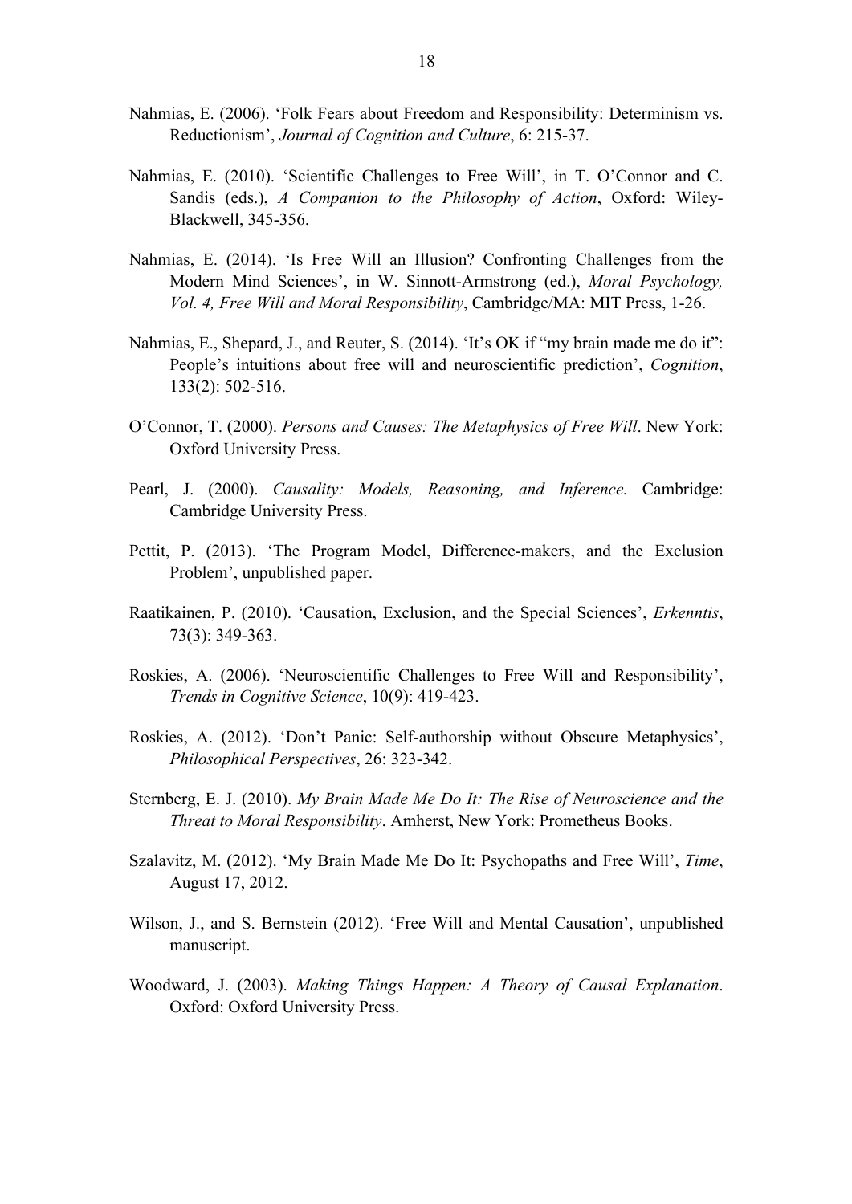Nahmias, E. (2006). 'Folk Fears about Freedom and Responsibility: Determinism vs. Reductionism', *Journal of Cognition and Culture*, 6: 215-37.

Nahmias, E. (2010). 'Scientific Challenges to Free Will', in T. O'Connor and C. Sandis (eds.), *A Companion to the Philosophy of Action*, Oxford: Wiley-Blackwell, 345-356.

Nahmias, E. (2014). 'Is Free Will an Illusion? Confronting Challenges from the Modern Mind Sciences', in W. Sinnott-Armstrong (ed.), *Moral Psychology, Vol. 4, Free Will and Moral Responsibility*, Cambridge/MA: MIT Press, 1-26.

Nahmias, E., Shepard, J., and Reuter, S. (2014). 'It's OK if "my brain made me do it": People's intuitions about free will and neuroscientific prediction', *Cognition*, 133(2): 502-516.

O'Connor, T. (2000). *Persons and Causes: The Metaphysics of Free Will*. New York: Oxford University Press.

Pearl, J. (2000). *Causality: Models, Reasoning, and Inference.* Cambridge: Cambridge University Press.

Pettit, P. (2013). 'The Program Model, Difference-makers, and the Exclusion Problem', unpublished paper.

Raatikainen, P. (2010). 'Causation, Exclusion, and the Special Sciences', *Erkenntis*, 73(3): 349-363.

Roskies, A. (2006). 'Neuroscientific Challenges to Free Will and Responsibility', *Trends in Cognitive Science*, 10(9): 419-423.

Roskies, A. (2012). 'Don't Panic: Self-authorship without Obscure Metaphysics', *Philosophical Perspectives*, 26: 323-342.

Sternberg, E. J. (2010). *My Brain Made Me Do It: The Rise of Neuroscience and the Threat to Moral Responsibility*. Amherst, New York: Prometheus Books.

Szalavitz, M. (2012). 'My Brain Made Me Do It: Psychopaths and Free Will', *Time*, August 17, 2012.

Wilson, J., and S. Bernstein (2012). 'Free Will and Mental Causation', unpublished manuscript.

Woodward, J. (2003). *Making Things Happen: A Theory of Causal Explanation*. Oxford: Oxford University Press.